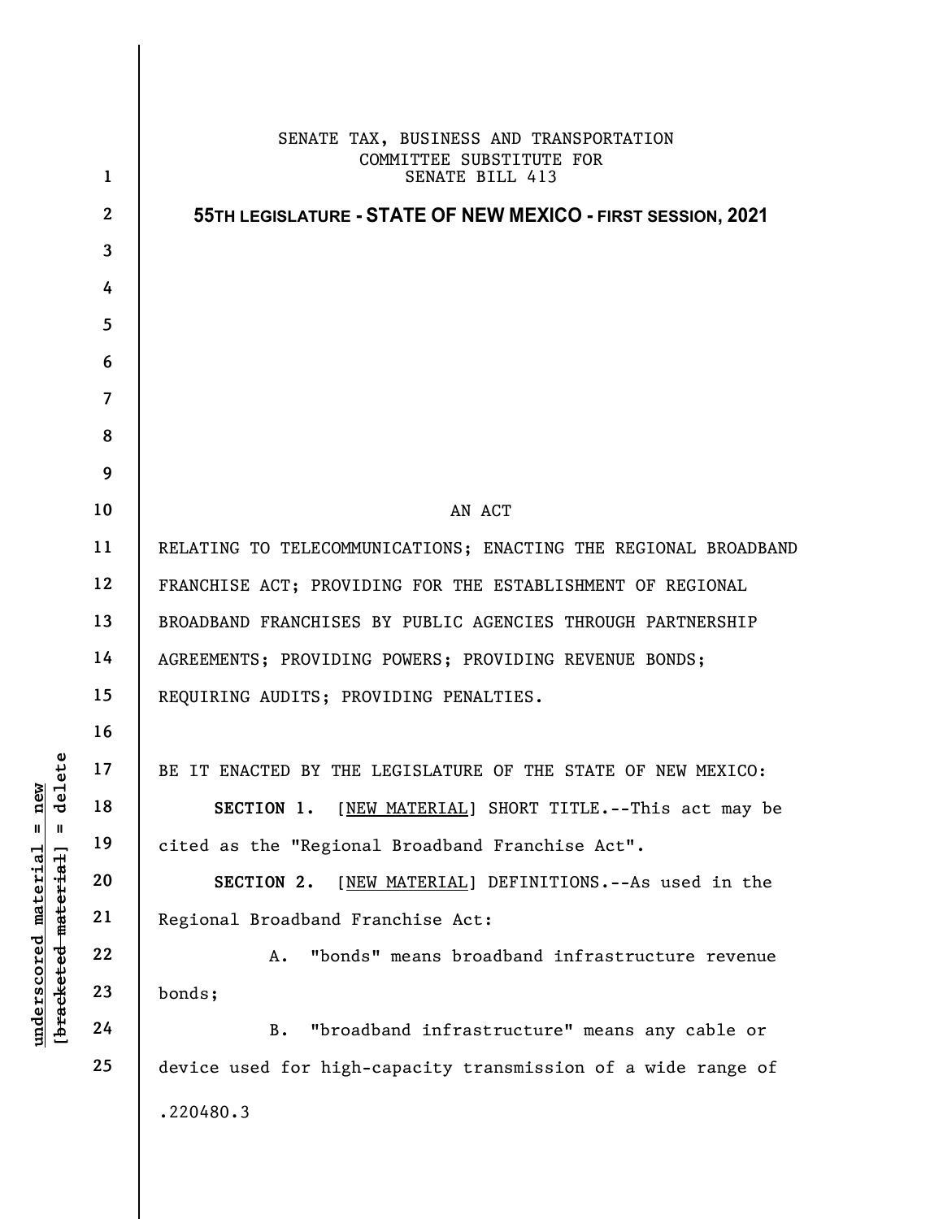SENATE TAX, BUSINESS AND TRANSPORTATION
COMMITTEE SUBSTITUTE FOR
SENATE BILL 413

**55TH LEGISLATURE - STATE OF NEW MEXICO - FIRST SESSION, 2021**

AN ACT

RELATING TO TELECOMMUNICATIONS; ENACTING THE REGIONAL BROADBAND FRANCHISE ACT; PROVIDING FOR THE ESTABLISHMENT OF REGIONAL BROADBAND FRANCHISES BY PUBLIC AGENCIES THROUGH PARTNERSHIP AGREEMENTS; PROVIDING POWERS; PROVIDING REVENUE BONDS; REQUIRING AUDITS; PROVIDING PENALTIES.

BE IT ENACTED BY THE LEGISLATURE OF THE STATE OF NEW MEXICO:

**SECTION 1.** [NEW MATERIAL] SHORT TITLE.--This act may be cited as the "Regional Broadband Franchise Act".

**SECTION 2.** [NEW MATERIAL] DEFINITIONS.--As used in the Regional Broadband Franchise Act:

A. "bonds" means broadband infrastructure revenue bonds;

B. "broadband infrastructure" means any cable or device used for high-capacity transmission of a wide range of

.220480.3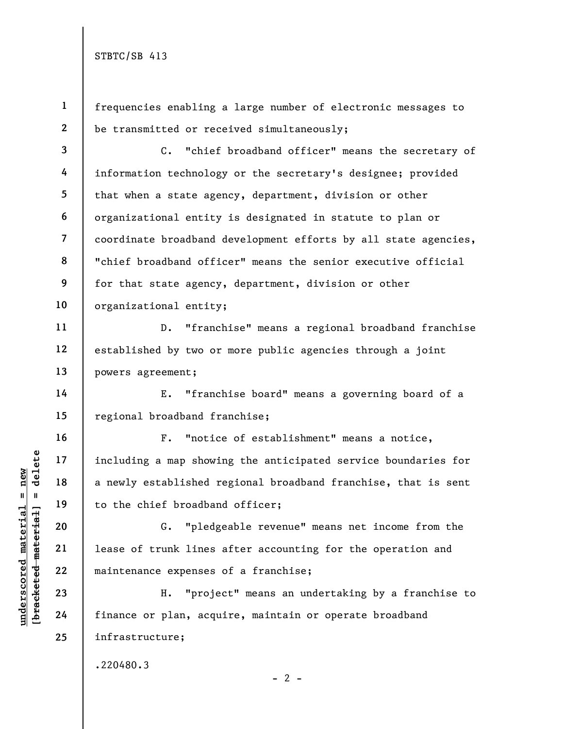frequencies enabling a large number of electronic messages to be transmitted or received simultaneously;

C. "chief broadband officer" means the secretary of information technology or the secretary's designee; provided that when a state agency, department, division or other organizational entity is designated in statute to plan or coordinate broadband development efforts by all state agencies, "chief broadband officer" means the senior executive official for that state agency, department, division or other organizational entity;

D. "franchise" means a regional broadband franchise established by two or more public agencies through a joint powers agreement;

E. "franchise board" means a governing board of a regional broadband franchise;

F. "notice of establishment" means a notice, including a map showing the anticipated service boundaries for a newly established regional broadband franchise, that is sent to the chief broadband officer;

G. "pledgeable revenue" means net income from the lease of trunk lines after accounting for the operation and maintenance expenses of a franchise;

H. "project" means an undertaking by a franchise to finance or plan, acquire, maintain or operate broadband infrastructure;

.220480.3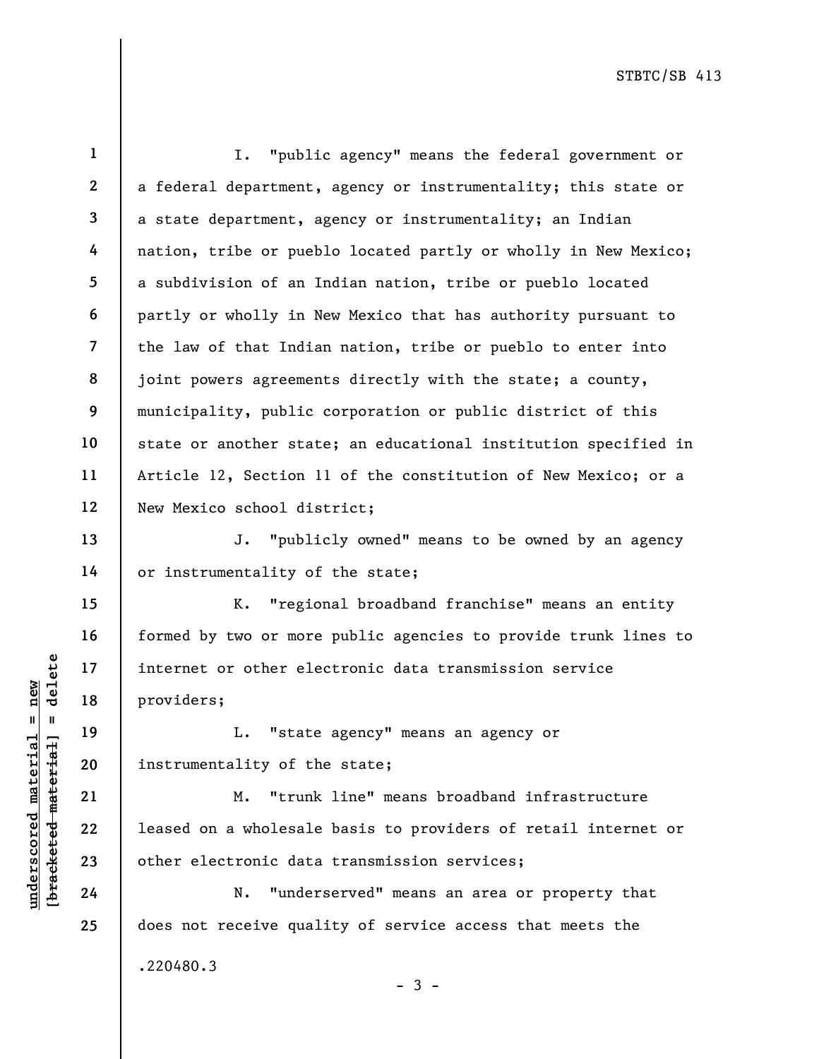I. "public agency" means the federal government or a federal department, agency or instrumentality; this state or a state department, agency or instrumentality; an Indian nation, tribe or pueblo located partly or wholly in New Mexico; a subdivision of an Indian nation, tribe or pueblo located partly or wholly in New Mexico that has authority pursuant to the law of that Indian nation, tribe or pueblo to enter into joint powers agreements directly with the state; a county, municipality, public corporation or public district of this state or another state; an educational institution specified in Article 12, Section 11 of the constitution of New Mexico; or a New Mexico school district;

J. "publicly owned" means to be owned by an agency or instrumentality of the state;

K. "regional broadband franchise" means an entity formed by two or more public agencies to provide trunk lines to internet or other electronic data transmission service providers;

L. "state agency" means an agency or instrumentality of the state;

M. "trunk line" means broadband infrastructure leased on a wholesale basis to providers of retail internet or other electronic data transmission services;

N. "underserved" means an area or property that does not receive quality of service access that meets the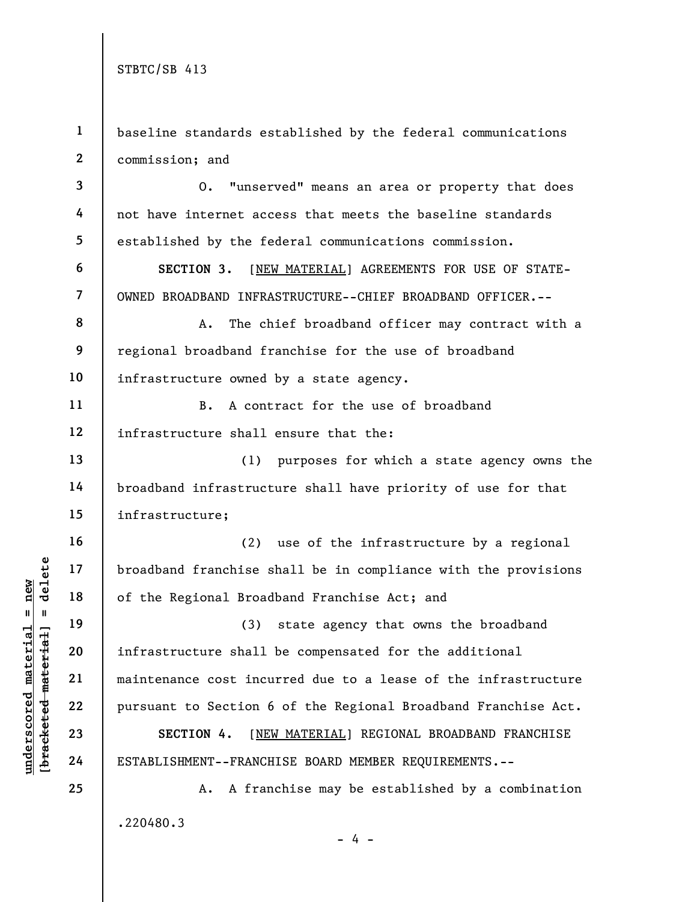baseline standards established by the federal communications commission; and

O. "unserved" means an area or property that does not have internet access that meets the baseline standards established by the federal communications commission.

**SECTION 3.** [NEW MATERIAL] AGREEMENTS FOR USE OF STATE-OWNED BROADBAND INFRASTRUCTURE--CHIEF BROADBAND OFFICER.--

A. The chief broadband officer may contract with a regional broadband franchise for the use of broadband infrastructure owned by a state agency.

B. A contract for the use of broadband infrastructure shall ensure that the:

(1) purposes for which a state agency owns the broadband infrastructure shall have priority of use for that infrastructure;

(2) use of the infrastructure by a regional broadband franchise shall be in compliance with the provisions of the Regional Broadband Franchise Act; and

(3) state agency that owns the broadband infrastructure shall be compensated for the additional maintenance cost incurred due to a lease of the infrastructure pursuant to Section 6 of the Regional Broadband Franchise Act.

**SECTION 4.** [NEW MATERIAL] REGIONAL BROADBAND FRANCHISE ESTABLISHMENT--FRANCHISE BOARD MEMBER REQUIREMENTS.--

A. A franchise may be established by a combination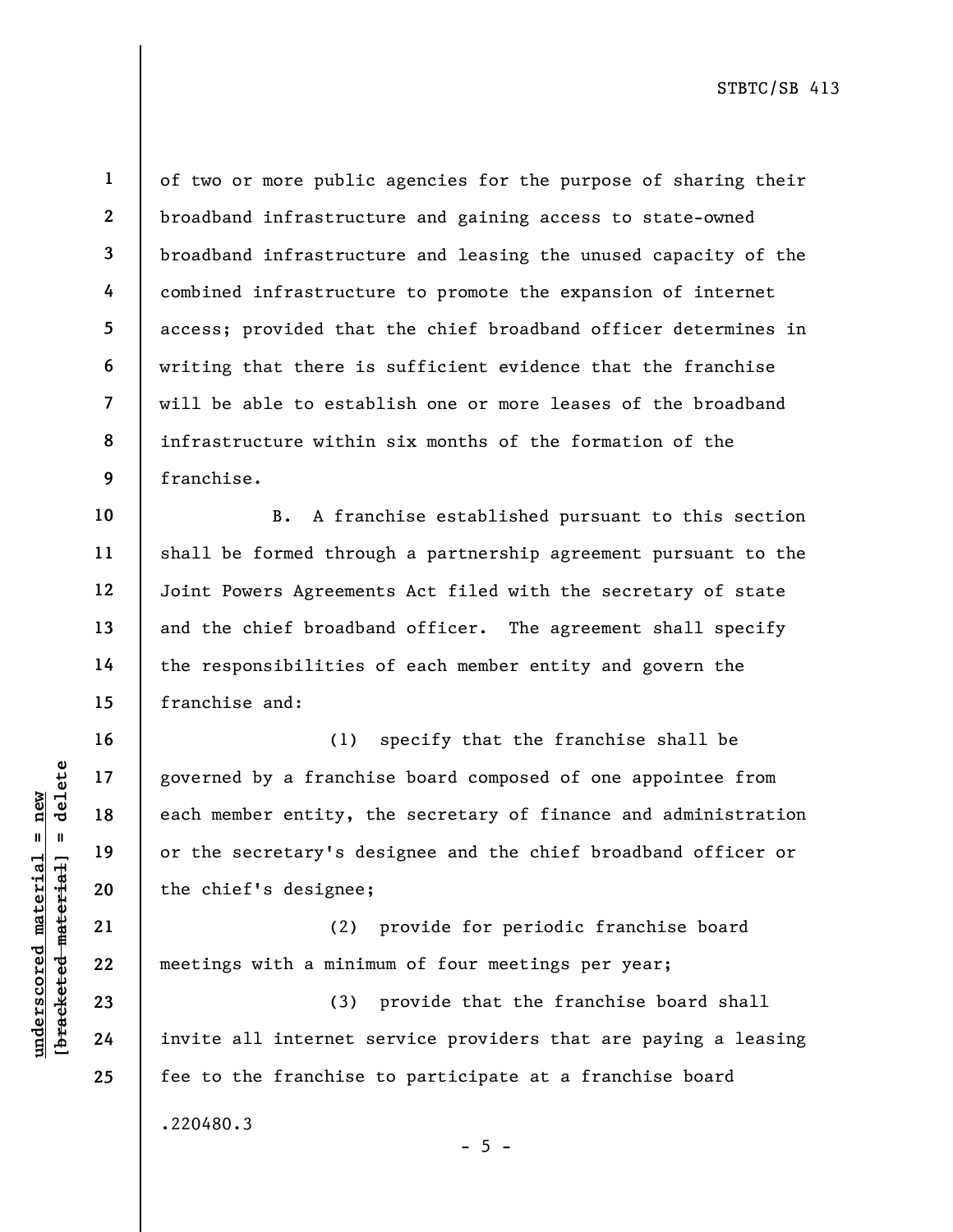of two or more public agencies for the purpose of sharing their broadband infrastructure and gaining access to state-owned broadband infrastructure and leasing the unused capacity of the combined infrastructure to promote the expansion of internet access; provided that the chief broadband officer determines in writing that there is sufficient evidence that the franchise will be able to establish one or more leases of the broadband infrastructure within six months of the formation of the franchise.

B. A franchise established pursuant to this section shall be formed through a partnership agreement pursuant to the Joint Powers Agreements Act filed with the secretary of state and the chief broadband officer. The agreement shall specify the responsibilities of each member entity and govern the franchise and:

(1) specify that the franchise shall be governed by a franchise board composed of one appointee from each member entity, the secretary of finance and administration or the secretary's designee and the chief broadband officer or the chief's designee;

(2) provide for periodic franchise board meetings with a minimum of four meetings per year;

(3) provide that the franchise board shall invite all internet service providers that are paying a leasing fee to the franchise to participate at a franchise board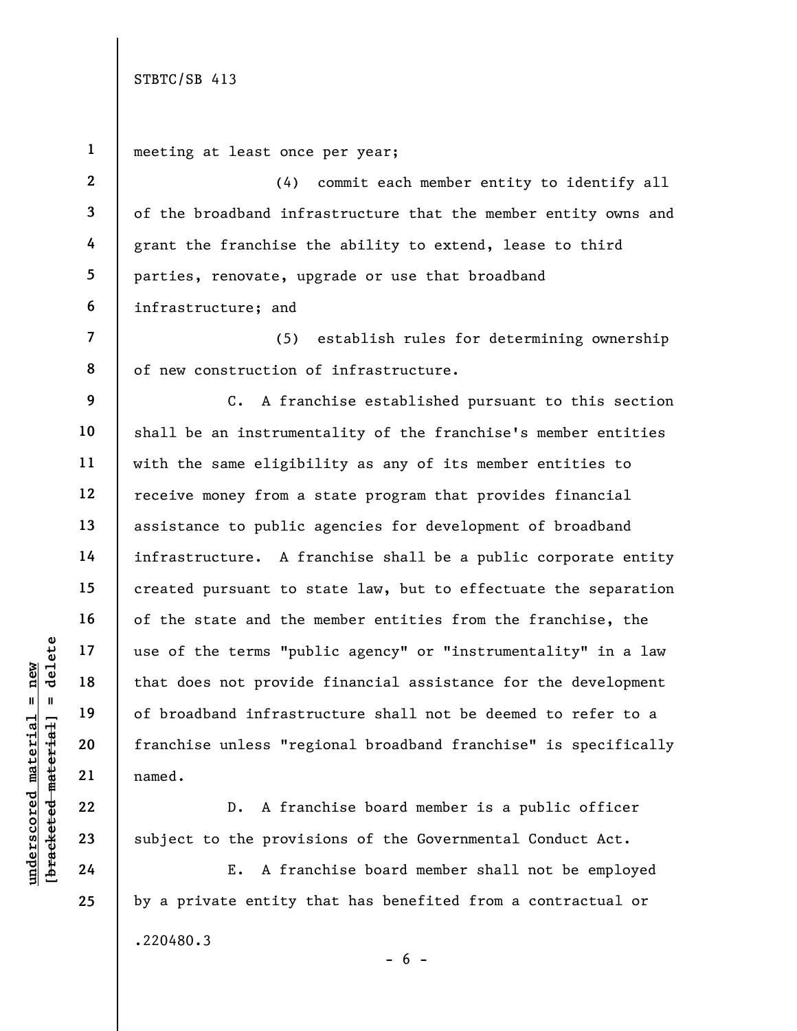meeting at least once per year;

(4) commit each member entity to identify all of the broadband infrastructure that the member entity owns and grant the franchise the ability to extend, lease to third parties, renovate, upgrade or use that broadband infrastructure; and

(5) establish rules for determining ownership of new construction of infrastructure.

C. A franchise established pursuant to this section shall be an instrumentality of the franchise's member entities with the same eligibility as any of its member entities to receive money from a state program that provides financial assistance to public agencies for development of broadband infrastructure. A franchise shall be a public corporate entity created pursuant to state law, but to effectuate the separation of the state and the member entities from the franchise, the use of the terms "public agency" or "instrumentality" in a law that does not provide financial assistance for the development of broadband infrastructure shall not be deemed to refer to a franchise unless "regional broadband franchise" is specifically named.

D. A franchise board member is a public officer subject to the provisions of the Governmental Conduct Act.

E. A franchise board member shall not be employed by a private entity that has benefited from a contractual or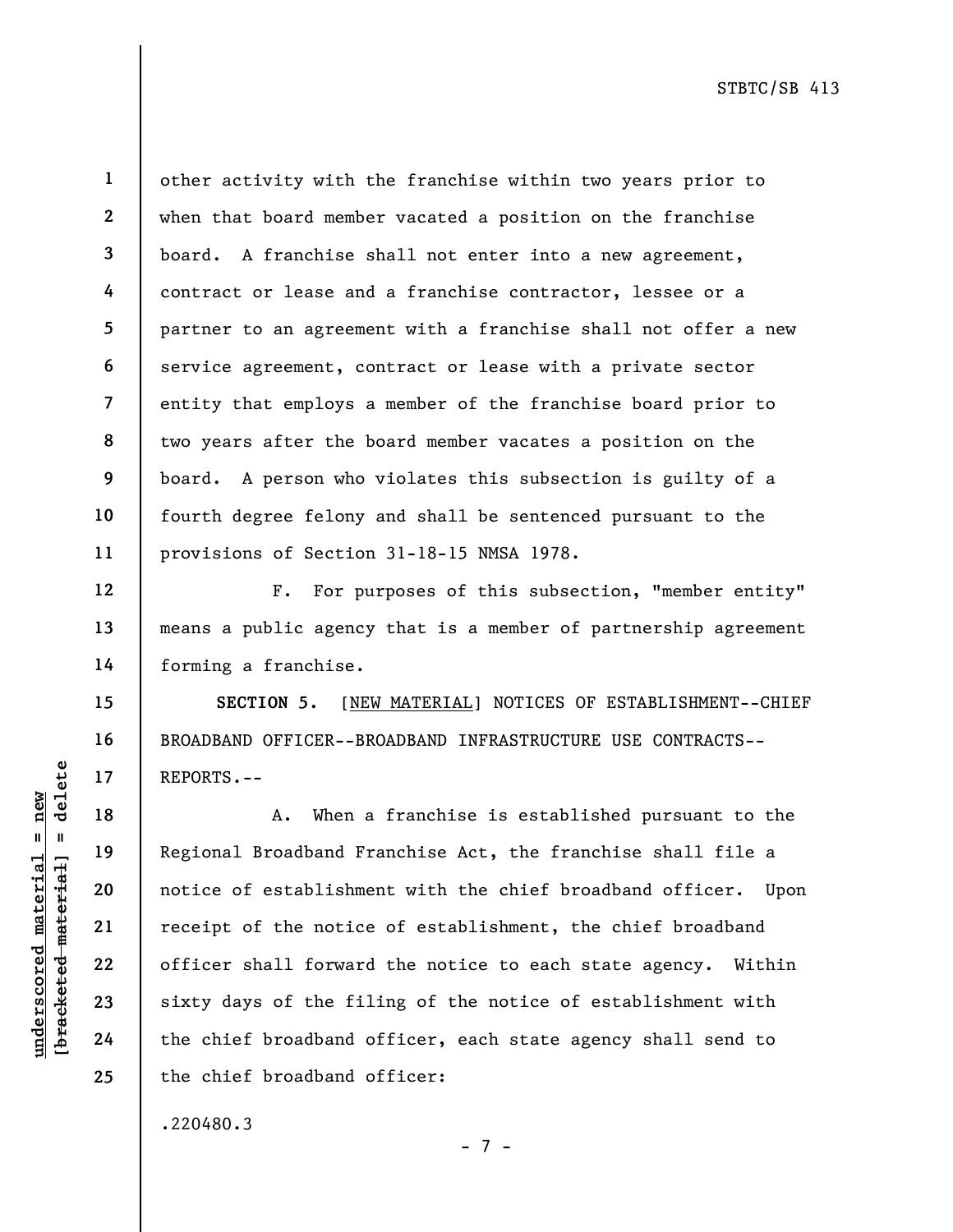other activity with the franchise within two years prior to when that board member vacated a position on the franchise board. A franchise shall not enter into a new agreement, contract or lease and a franchise contractor, lessee or a partner to an agreement with a franchise shall not offer a new service agreement, contract or lease with a private sector entity that employs a member of the franchise board prior to two years after the board member vacates a position on the board. A person who violates this subsection is guilty of a fourth degree felony and shall be sentenced pursuant to the provisions of Section 31-18-15 NMSA 1978.

F. For purposes of this subsection, "member entity" means a public agency that is a member of partnership agreement forming a franchise.

**SECTION 5.** [NEW MATERIAL] NOTICES OF ESTABLISHMENT--CHIEF BROADBAND OFFICER--BROADBAND INFRASTRUCTURE USE CONTRACTS--REPORTS.--

A. When a franchise is established pursuant to the Regional Broadband Franchise Act, the franchise shall file a notice of establishment with the chief broadband officer. Upon receipt of the notice of establishment, the chief broadband officer shall forward the notice to each state agency. Within sixty days of the filing of the notice of establishment with the chief broadband officer, each state agency shall send to the chief broadband officer:

.220480.3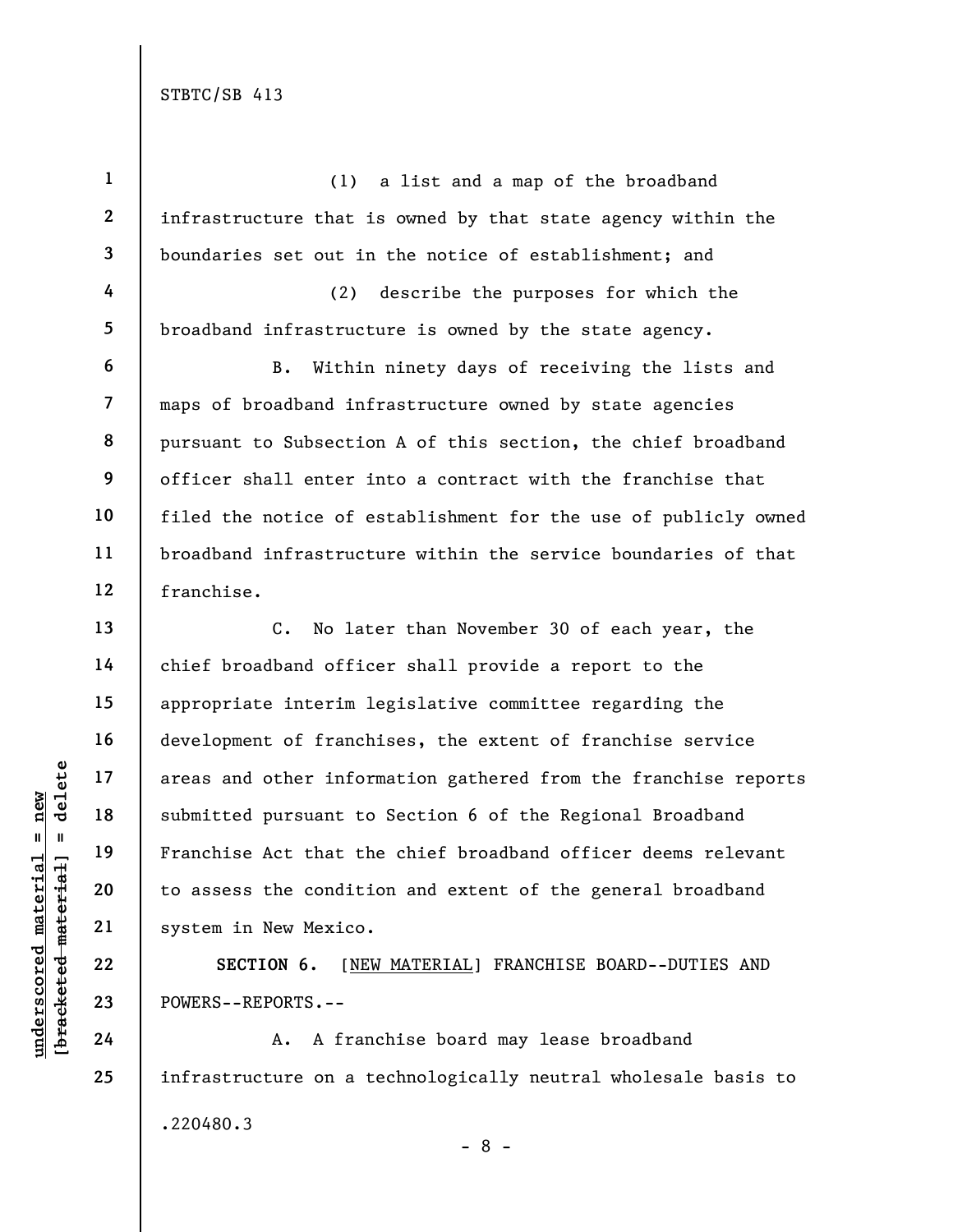(1) a list and a map of the broadband infrastructure that is owned by that state agency within the boundaries set out in the notice of establishment; and

(2) describe the purposes for which the broadband infrastructure is owned by the state agency.

B. Within ninety days of receiving the lists and maps of broadband infrastructure owned by state agencies pursuant to Subsection A of this section, the chief broadband officer shall enter into a contract with the franchise that filed the notice of establishment for the use of publicly owned broadband infrastructure within the service boundaries of that franchise.

C. No later than November 30 of each year, the chief broadband officer shall provide a report to the appropriate interim legislative committee regarding the development of franchises, the extent of franchise service areas and other information gathered from the franchise reports submitted pursuant to Section 6 of the Regional Broadband Franchise Act that the chief broadband officer deems relevant to assess the condition and extent of the general broadband system in New Mexico.

**SECTION 6.** [NEW MATERIAL] FRANCHISE BOARD--DUTIES AND POWERS--REPORTS.--

A. A franchise board may lease broadband infrastructure on a technologically neutral wholesale basis to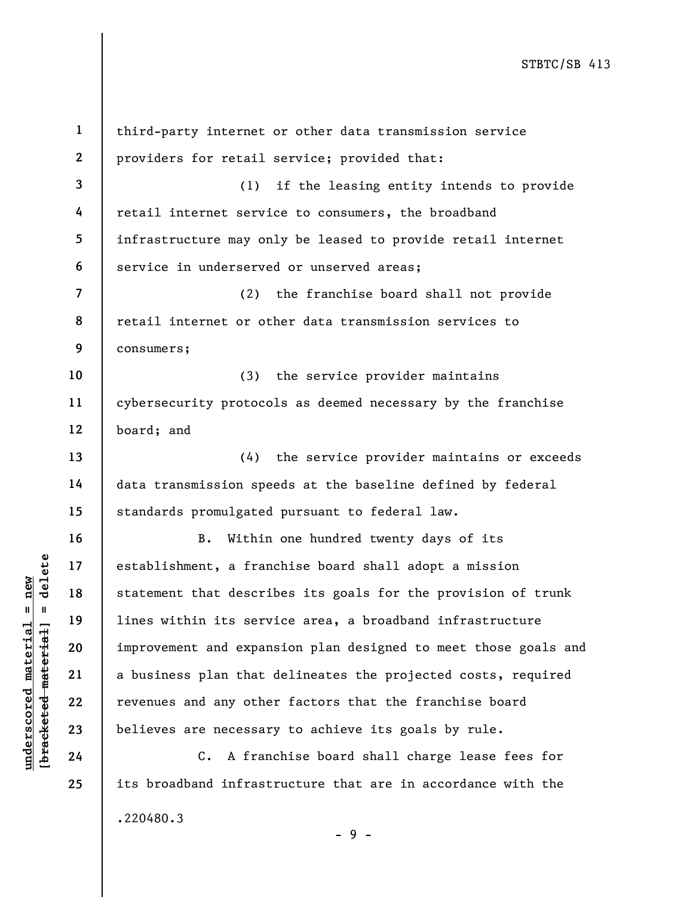third-party internet or other data transmission service providers for retail service; provided that:

(1) if the leasing entity intends to provide retail internet service to consumers, the broadband infrastructure may only be leased to provide retail internet service in underserved or unserved areas;

(2) the franchise board shall not provide retail internet or other data transmission services to consumers;

(3) the service provider maintains cybersecurity protocols as deemed necessary by the franchise board; and

(4) the service provider maintains or exceeds data transmission speeds at the baseline defined by federal standards promulgated pursuant to federal law.

B. Within one hundred twenty days of its establishment, a franchise board shall adopt a mission statement that describes its goals for the provision of trunk lines within its service area, a broadband infrastructure improvement and expansion plan designed to meet those goals and a business plan that delineates the projected costs, required revenues and any other factors that the franchise board believes are necessary to achieve its goals by rule.

C. A franchise board shall charge lease fees for its broadband infrastructure that are in accordance with the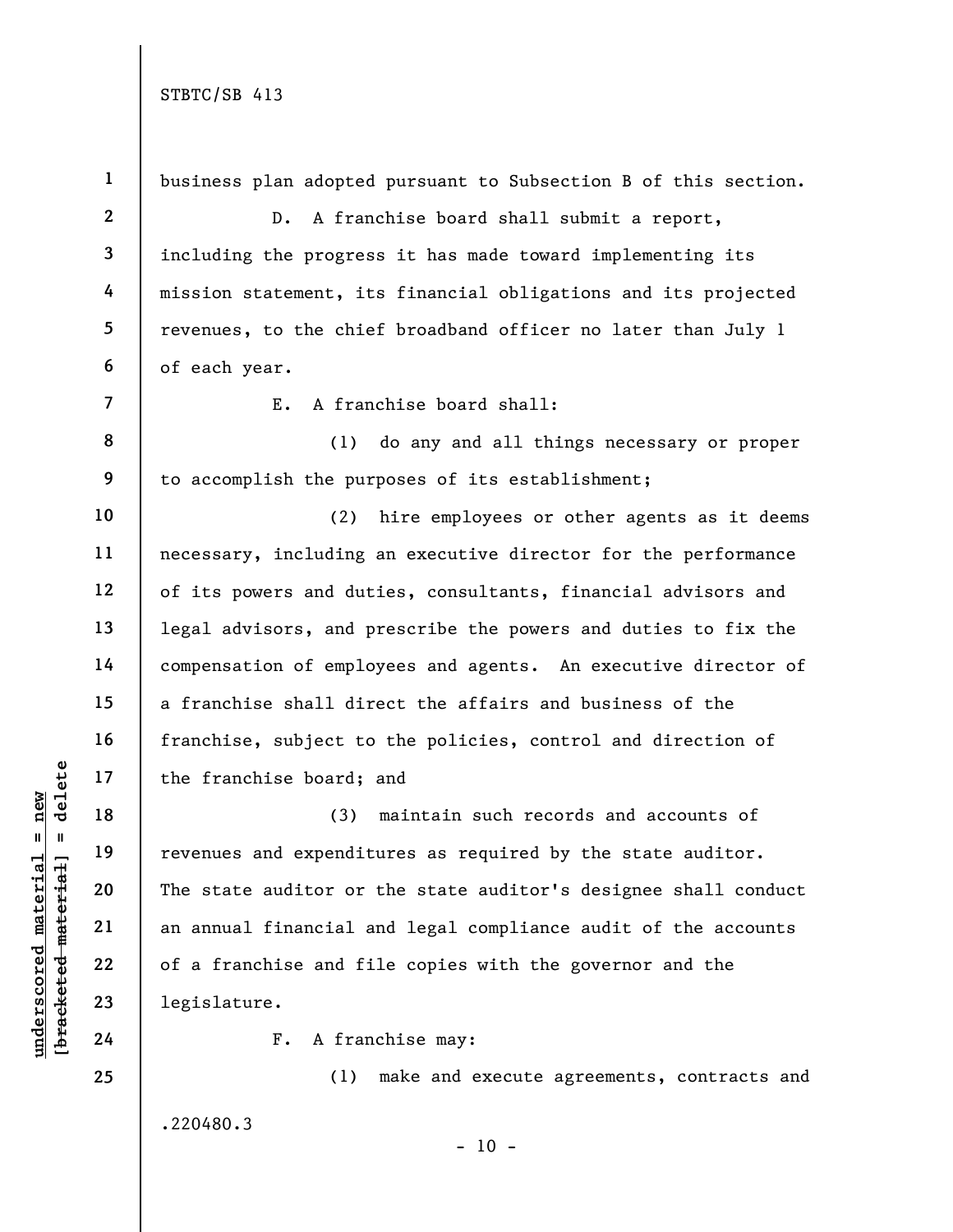business plan adopted pursuant to Subsection B of this section.

D. A franchise board shall submit a report, including the progress it has made toward implementing its mission statement, its financial obligations and its projected revenues, to the chief broadband officer no later than July 1 of each year.

E. A franchise board shall:

(1) do any and all things necessary or proper to accomplish the purposes of its establishment;

(2) hire employees or other agents as it deems necessary, including an executive director for the performance of its powers and duties, consultants, financial advisors and legal advisors, and prescribe the powers and duties to fix the compensation of employees and agents. An executive director of a franchise shall direct the affairs and business of the franchise, subject to the policies, control and direction of the franchise board; and

(3) maintain such records and accounts of revenues and expenditures as required by the state auditor. The state auditor or the state auditor's designee shall conduct an annual financial and legal compliance audit of the accounts of a franchise and file copies with the governor and the legislature.

F. A franchise may:

(1) make and execute agreements, contracts and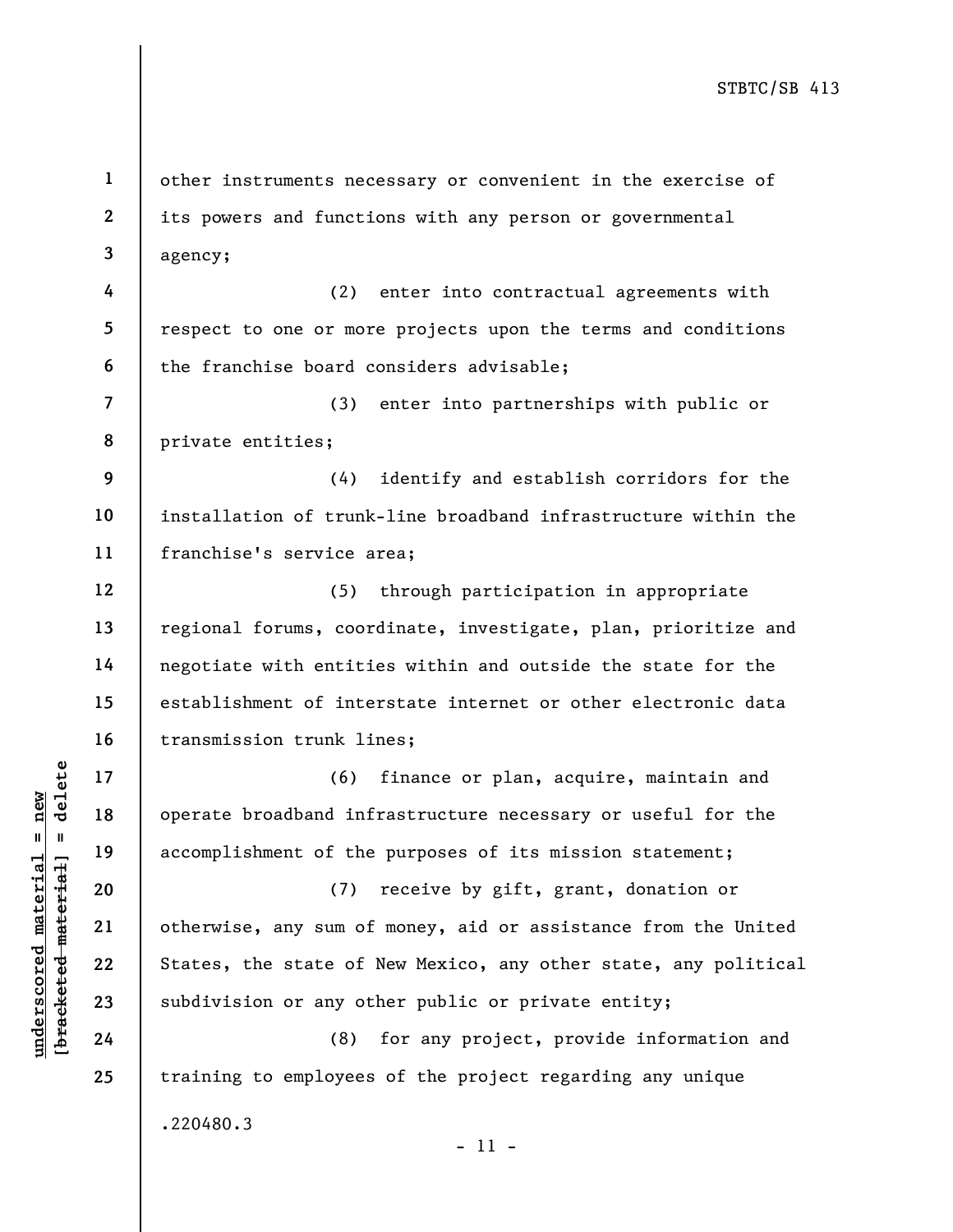other instruments necessary or convenient in the exercise of its powers and functions with any person or governmental agency;

(2) enter into contractual agreements with respect to one or more projects upon the terms and conditions the franchise board considers advisable;

(3) enter into partnerships with public or private entities;

(4) identify and establish corridors for the installation of trunk-line broadband infrastructure within the franchise's service area;

(5) through participation in appropriate regional forums, coordinate, investigate, plan, prioritize and negotiate with entities within and outside the state for the establishment of interstate internet or other electronic data transmission trunk lines;

(6) finance or plan, acquire, maintain and operate broadband infrastructure necessary or useful for the accomplishment of the purposes of its mission statement;

(7) receive by gift, grant, donation or otherwise, any sum of money, aid or assistance from the United States, the state of New Mexico, any other state, any political subdivision or any other public or private entity;

(8) for any project, provide information and training to employees of the project regarding any unique

.220480.3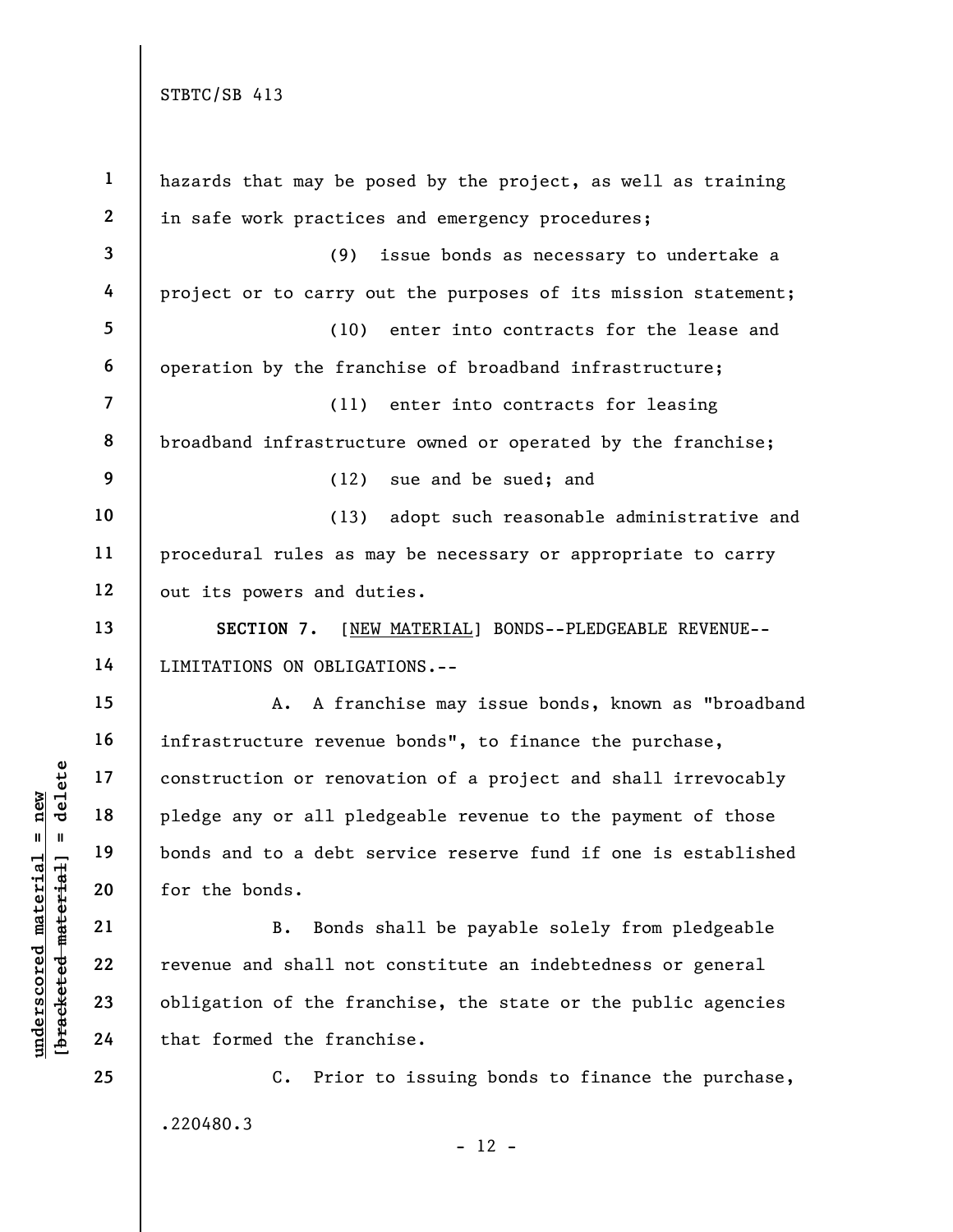hazards that may be posed by the project, as well as training in safe work practices and emergency procedures;

(9) issue bonds as necessary to undertake a project or to carry out the purposes of its mission statement;

(10) enter into contracts for the lease and operation by the franchise of broadband infrastructure;

(11) enter into contracts for leasing broadband infrastructure owned or operated by the franchise;

(12) sue and be sued; and

(13) adopt such reasonable administrative and procedural rules as may be necessary or appropriate to carry out its powers and duties.

**SECTION 7.** [NEW MATERIAL] BONDS--PLEDGEABLE REVENUE--LIMITATIONS ON OBLIGATIONS.--

A. A franchise may issue bonds, known as "broadband infrastructure revenue bonds", to finance the purchase, construction or renovation of a project and shall irrevocably pledge any or all pledgeable revenue to the payment of those bonds and to a debt service reserve fund if one is established for the bonds.

B. Bonds shall be payable solely from pledgeable revenue and shall not constitute an indebtedness or general obligation of the franchise, the state or the public agencies that formed the franchise.

C. Prior to issuing bonds to finance the purchase,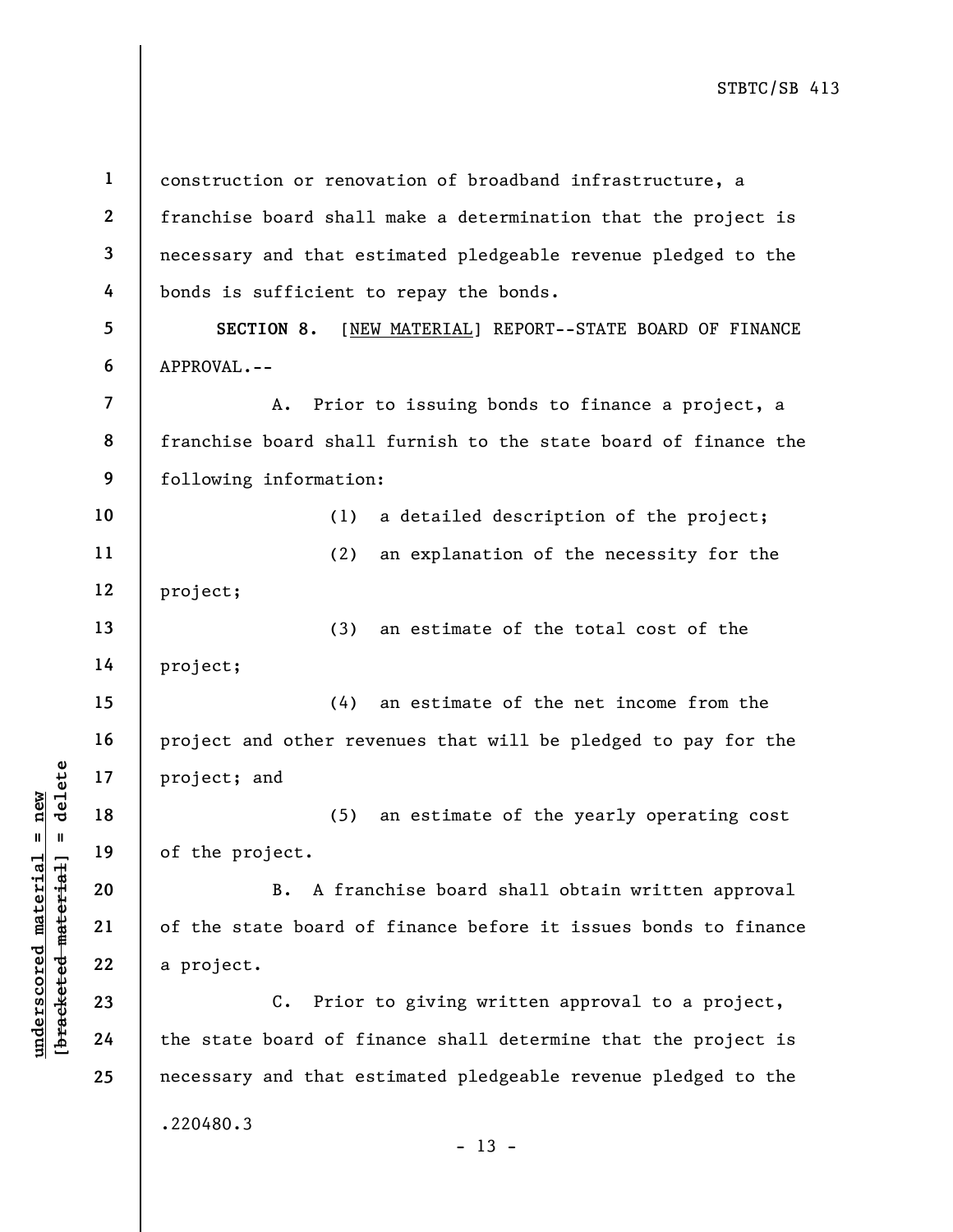construction or renovation of broadband infrastructure, a franchise board shall make a determination that the project is necessary and that estimated pledgeable revenue pledged to the bonds is sufficient to repay the bonds.

**SECTION 8.** [NEW MATERIAL] REPORT--STATE BOARD OF FINANCE APPROVAL.--

A. Prior to issuing bonds to finance a project, a franchise board shall furnish to the state board of finance the following information:

(1) a detailed description of the project;

(2) an explanation of the necessity for the project;

(3) an estimate of the total cost of the project;

(4) an estimate of the net income from the project and other revenues that will be pledged to pay for the project; and

(5) an estimate of the yearly operating cost of the project.

B. A franchise board shall obtain written approval of the state board of finance before it issues bonds to finance a project.

C. Prior to giving written approval to a project, the state board of finance shall determine that the project is necessary and that estimated pledgeable revenue pledged to the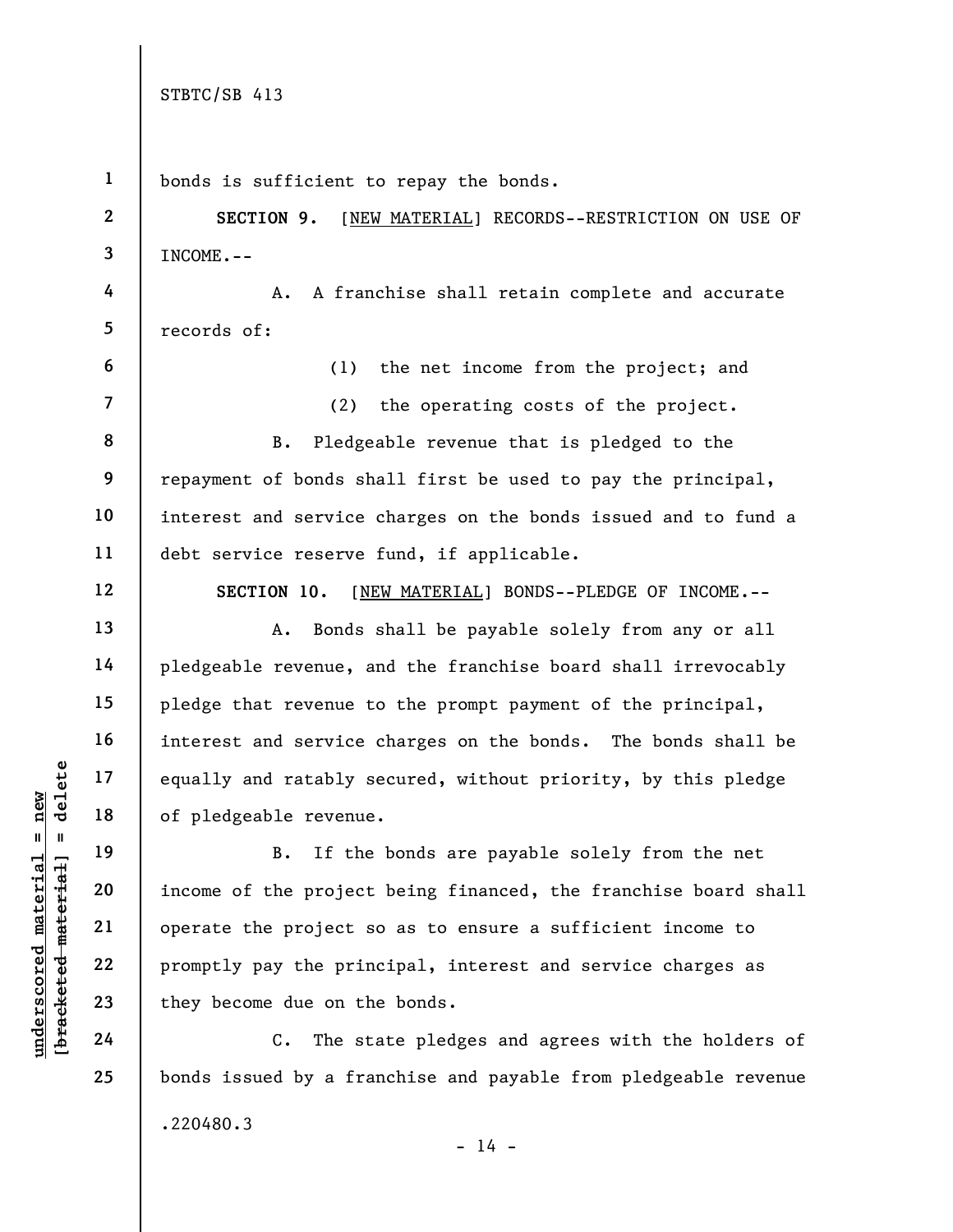bonds is sufficient to repay the bonds.

**SECTION 9.** [NEW MATERIAL] RECORDS--RESTRICTION ON USE OF INCOME.--

A. A franchise shall retain complete and accurate records of:

(1) the net income from the project; and

(2) the operating costs of the project.

B. Pledgeable revenue that is pledged to the repayment of bonds shall first be used to pay the principal, interest and service charges on the bonds issued and to fund a debt service reserve fund, if applicable.

**SECTION 10.** [NEW MATERIAL] BONDS--PLEDGE OF INCOME.--

A. Bonds shall be payable solely from any or all pledgeable revenue, and the franchise board shall irrevocably pledge that revenue to the prompt payment of the principal, interest and service charges on the bonds. The bonds shall be equally and ratably secured, without priority, by this pledge of pledgeable revenue.

B. If the bonds are payable solely from the net income of the project being financed, the franchise board shall operate the project so as to ensure a sufficient income to promptly pay the principal, interest and service charges as they become due on the bonds.

C. The state pledges and agrees with the holders of bonds issued by a franchise and payable from pledgeable revenue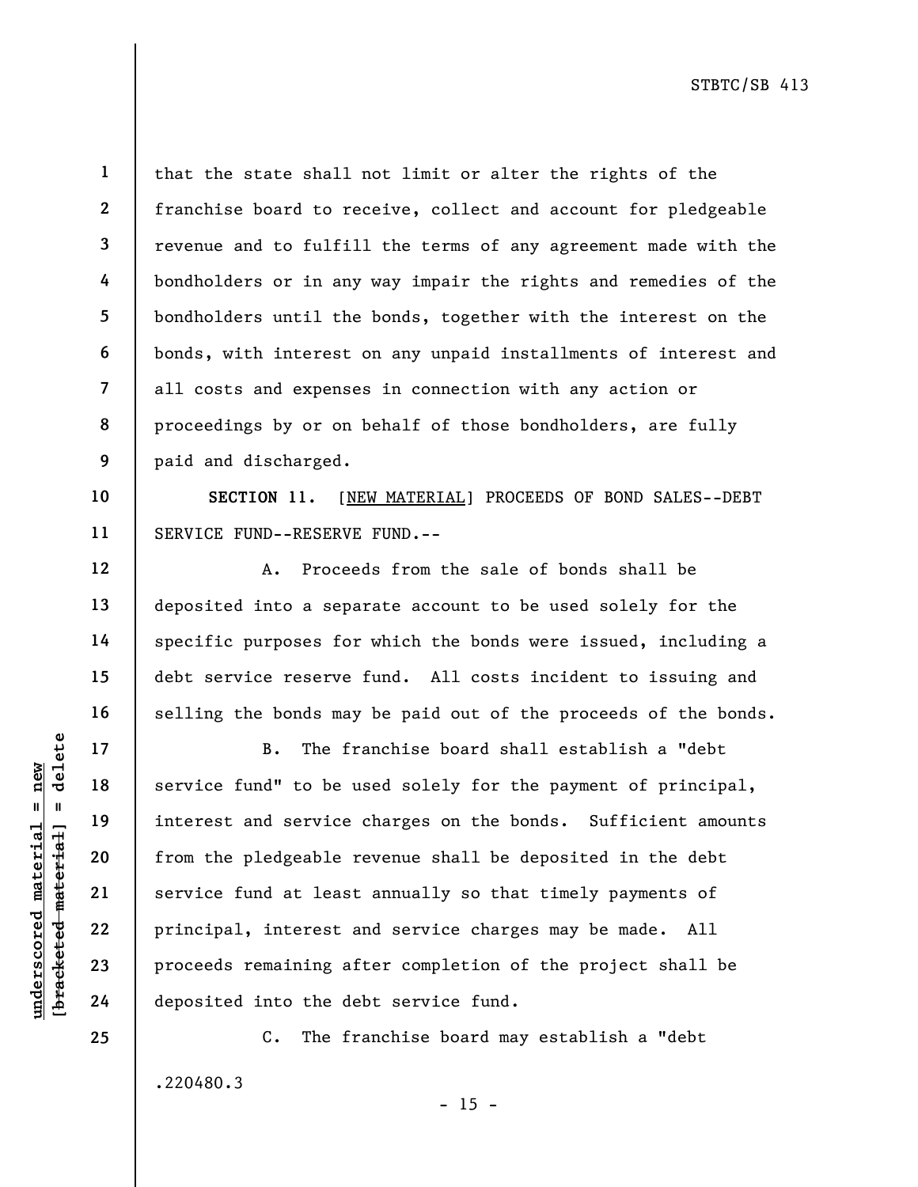that the state shall not limit or alter the rights of the franchise board to receive, collect and account for pledgeable revenue and to fulfill the terms of any agreement made with the bondholders or in any way impair the rights and remedies of the bondholders until the bonds, together with the interest on the bonds, with interest on any unpaid installments of interest and all costs and expenses in connection with any action or proceedings by or on behalf of those bondholders, are fully paid and discharged.

**SECTION 11.** [NEW MATERIAL] PROCEEDS OF BOND SALES--DEBT SERVICE FUND--RESERVE FUND.--

A. Proceeds from the sale of bonds shall be deposited into a separate account to be used solely for the specific purposes for which the bonds were issued, including a debt service reserve fund. All costs incident to issuing and selling the bonds may be paid out of the proceeds of the bonds.

B. The franchise board shall establish a "debt service fund" to be used solely for the payment of principal, interest and service charges on the bonds. Sufficient amounts from the pledgeable revenue shall be deposited in the debt service fund at least annually so that timely payments of principal, interest and service charges may be made. All proceeds remaining after completion of the project shall be deposited into the debt service fund.

C. The franchise board may establish a "debt

.220480.3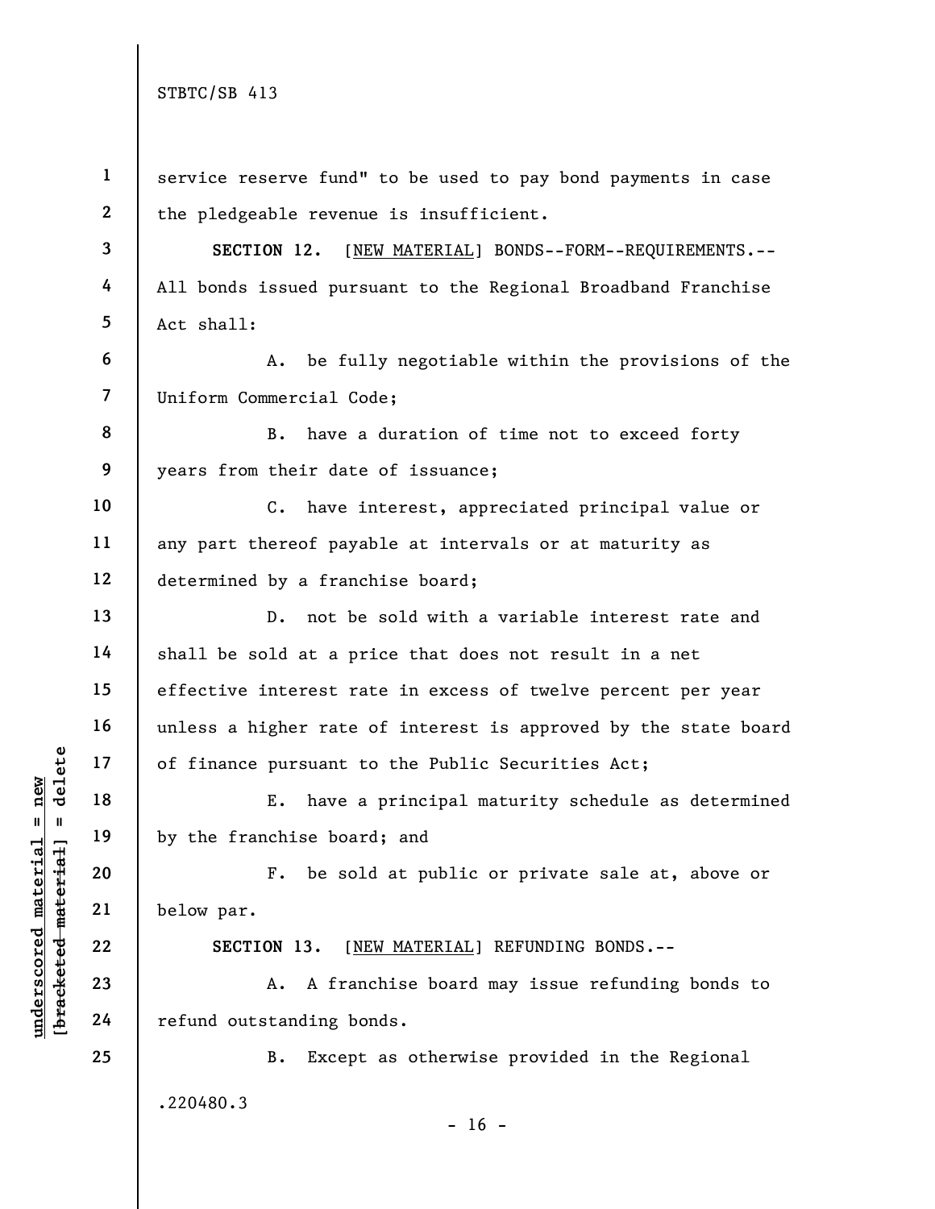service reserve fund" to be used to pay bond payments in case the pledgeable revenue is insufficient.

**SECTION 12.** [NEW MATERIAL] BONDS--FORM--REQUIREMENTS.--All bonds issued pursuant to the Regional Broadband Franchise Act shall:

A. be fully negotiable within the provisions of the Uniform Commercial Code;

B. have a duration of time not to exceed forty years from their date of issuance;

C. have interest, appreciated principal value or any part thereof payable at intervals or at maturity as determined by a franchise board;

D. not be sold with a variable interest rate and shall be sold at a price that does not result in a net effective interest rate in excess of twelve percent per year unless a higher rate of interest is approved by the state board of finance pursuant to the Public Securities Act;

E. have a principal maturity schedule as determined by the franchise board; and

F. be sold at public or private sale at, above or below par.

**SECTION 13.** [NEW MATERIAL] REFUNDING BONDS.--

A. A franchise board may issue refunding bonds to refund outstanding bonds.

B. Except as otherwise provided in the Regional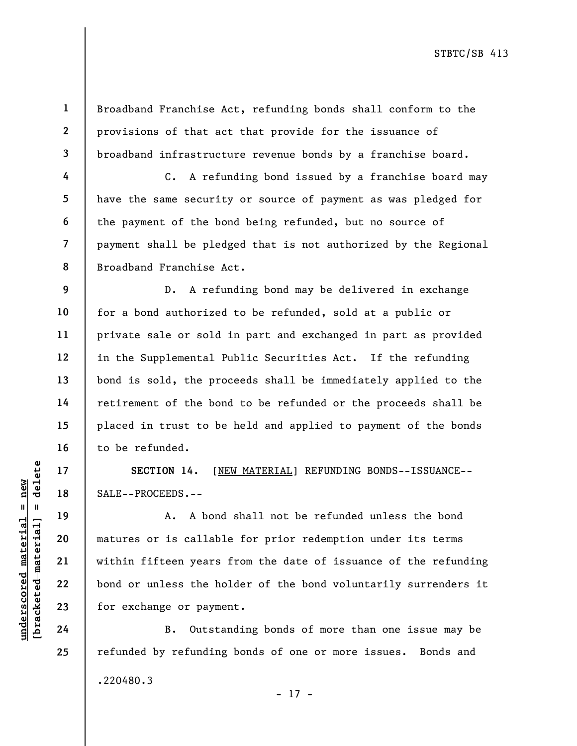Broadband Franchise Act, refunding bonds shall conform to the provisions of that act that provide for the issuance of broadband infrastructure revenue bonds by a franchise board.

C. A refunding bond issued by a franchise board may have the same security or source of payment as was pledged for the payment of the bond being refunded, but no source of payment shall be pledged that is not authorized by the Regional Broadband Franchise Act.

D. A refunding bond may be delivered in exchange for a bond authorized to be refunded, sold at a public or private sale or sold in part and exchanged in part as provided in the Supplemental Public Securities Act. If the refunding bond is sold, the proceeds shall be immediately applied to the retirement of the bond to be refunded or the proceeds shall be placed in trust to be held and applied to payment of the bonds to be refunded.

**SECTION 14.** [NEW MATERIAL] REFUNDING BONDS--ISSUANCE--SALE--PROCEEDS.--

A. A bond shall not be refunded unless the bond matures or is callable for prior redemption under its terms within fifteen years from the date of issuance of the refunding bond or unless the holder of the bond voluntarily surrenders it for exchange or payment.

B. Outstanding bonds of more than one issue may be refunded by refunding bonds of one or more issues. Bonds and

.220480.3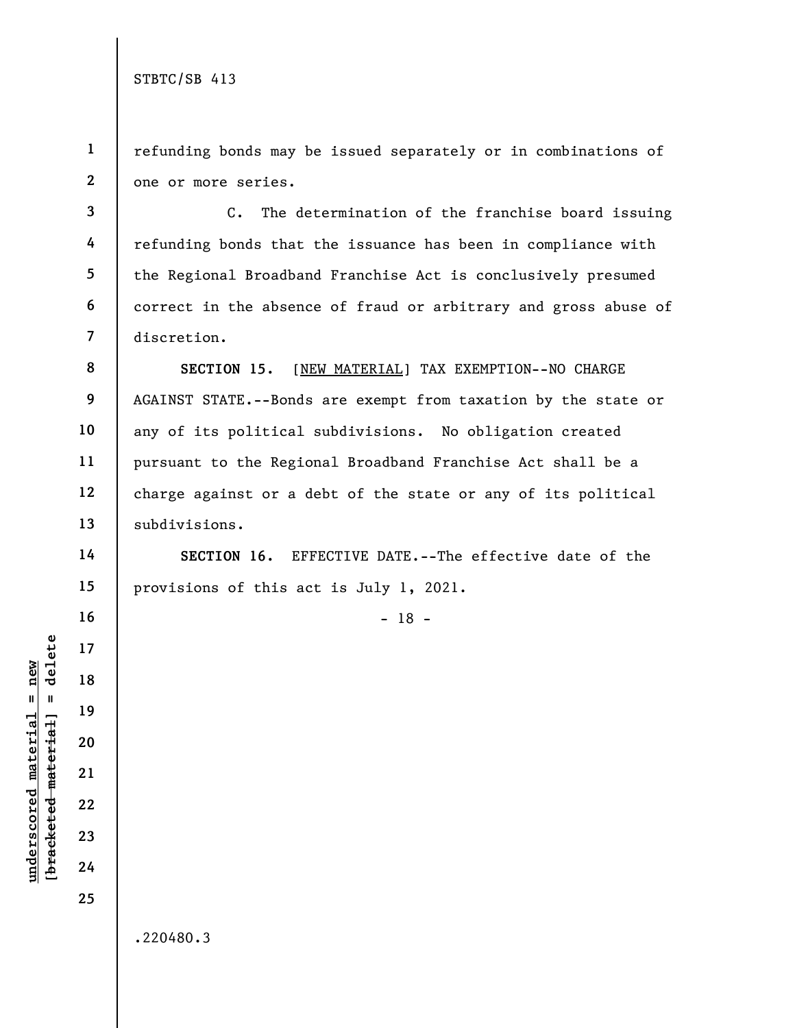refunding bonds may be issued separately or in combinations of one or more series.

C. The determination of the franchise board issuing refunding bonds that the issuance has been in compliance with the Regional Broadband Franchise Act is conclusively presumed correct in the absence of fraud or arbitrary and gross abuse of discretion.

**SECTION 15.** [NEW MATERIAL] TAX EXEMPTION--NO CHARGE AGAINST STATE.--Bonds are exempt from taxation by the state or any of its political subdivisions. No obligation created pursuant to the Regional Broadband Franchise Act shall be a charge against or a debt of the state or any of its political subdivisions.

**SECTION 16.** EFFECTIVE DATE.--The effective date of the provisions of this act is July 1, 2021.

.220480.3